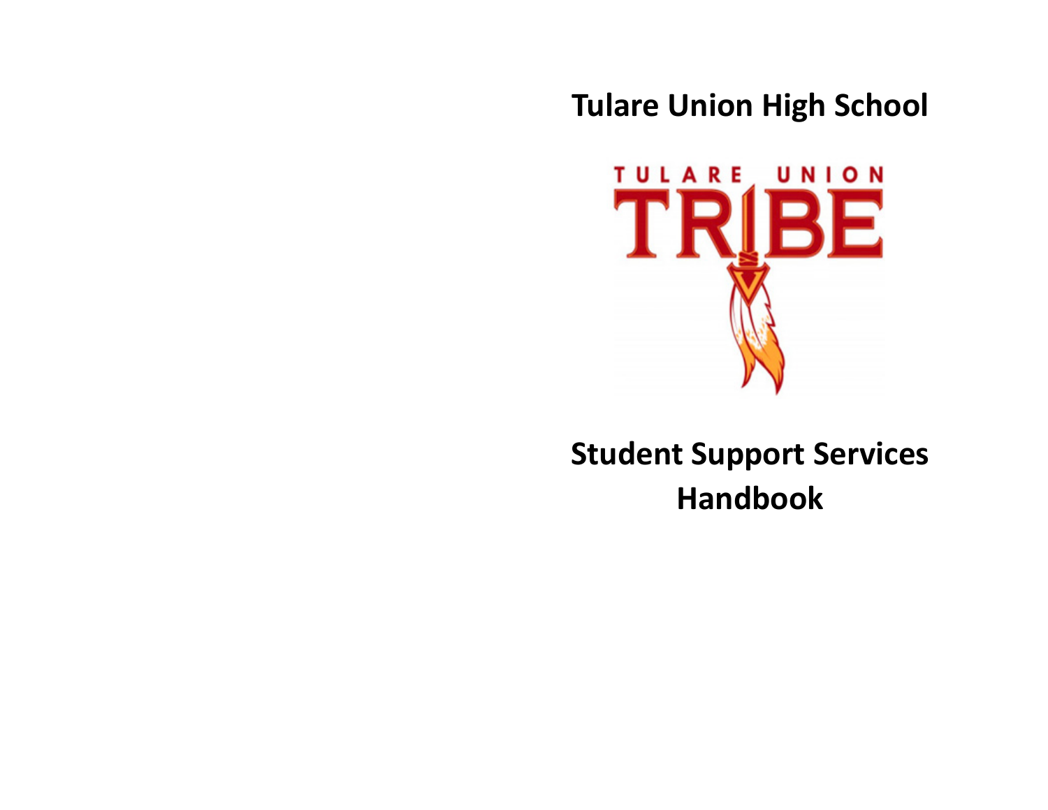# Tulare Union High School

# Student Support Services Handbook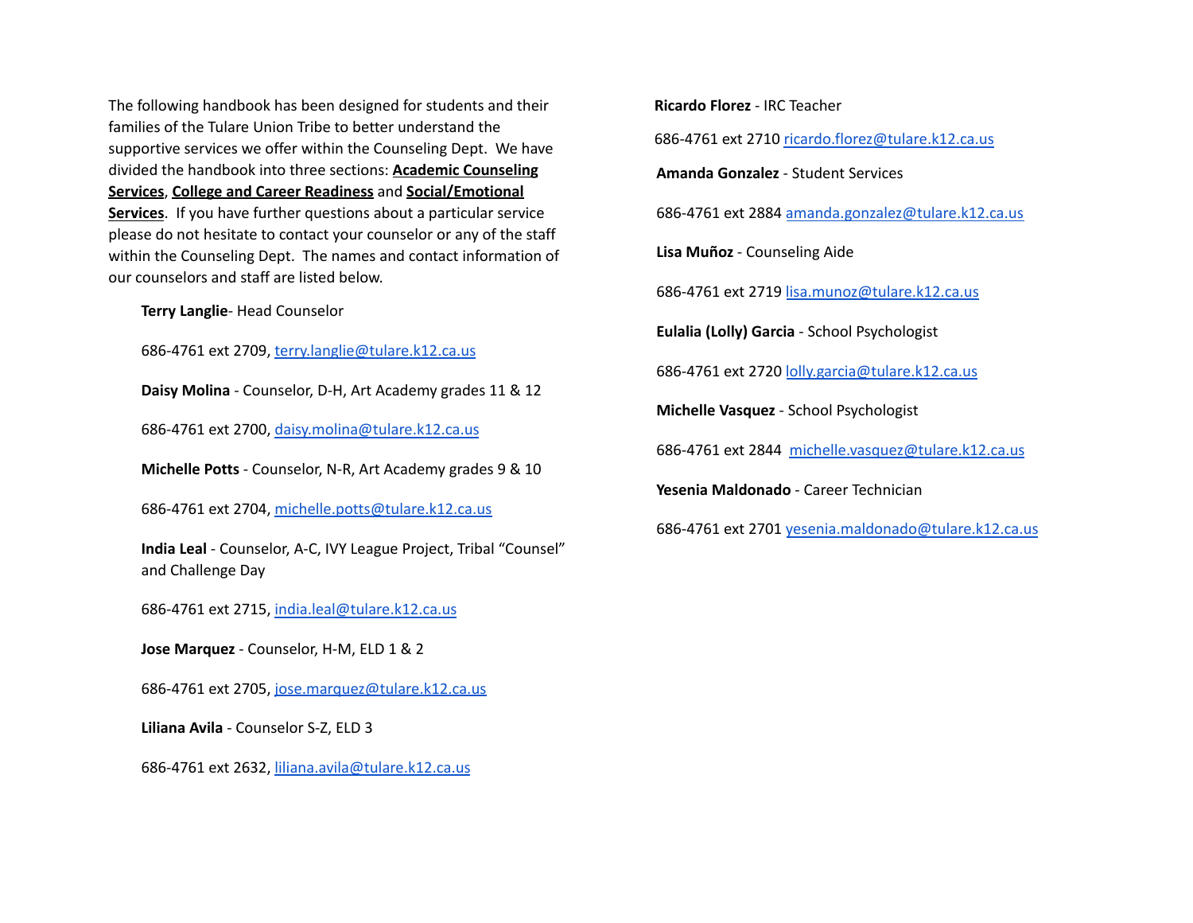The following handbook has been designed for students and their families of the Tulare Union Tribe to better understand the supportive services we offer within the Counseling Dept. We have divided the handbook into three sections: **Academic Counseling Services**, **College and Career Readiness** and **Social/Emotional Services**. If you have further questions about a particular service please do not hesitate to contact your counselor or any of the staff within the Counseling Dept. The names and contact information of our counselors and staff are listed below.

**Terry Langlie**- Head Counselor

686-4761 ext 2709, terry.langlie@tulare.k12.ca.us

**Daisy Molina** - Counselor, D-H, Art Academy grades 11 & 12

686-4761 ext 2700, daisy.molina@tulare.k12.ca.us

**Michelle Potts** - Counselor, N-R, Art Academy grades 9 & 10

686-4761 ext 2704, michelle.potts@tulare.k12.ca.us

**India Leal** - Counselor, A-C, IVY League Project, Tribal "Counsel" and Challenge Day

686-4761 ext 2715, india.leal@tulare.k12.ca.us

**Jose Marquez** - Counselor, H-M, ELD 1 & 2

686-4761 ext 2705, jose.marquez@tulare.k12.ca.us

**Liliana Avila** - Counselor S-Z, ELD 3

686-4761 ext 2632, liliana.avila@tulare.k12.ca.us

**Ricardo Florez** - IRC Teacher

686-4761 ext 2710 ricardo.florez@tulare.k12.ca.us

**Amanda Gonzalez** - Student Services

686-4761 ext 2884 amanda.gonzalez@tulare.k12.ca.us

**Lisa Muñoz** - Counseling Aide

686-4761 ext 2719 lisa.munoz@tulare.k12.ca.us

**Eulalia (Lolly) Garcia** - School Psychologist

686-4761 ext 2720 lolly.garcia@tulare.k12.ca.us

**Michelle Vasquez** - School Psychologist

686-4761 ext 2844 michelle.vasquez@tulare.k12.ca.us

**Yesenia Maldonado** - Career Technician

686-4761 ext 2701 yesenia.maldonado@tulare.k12.ca.us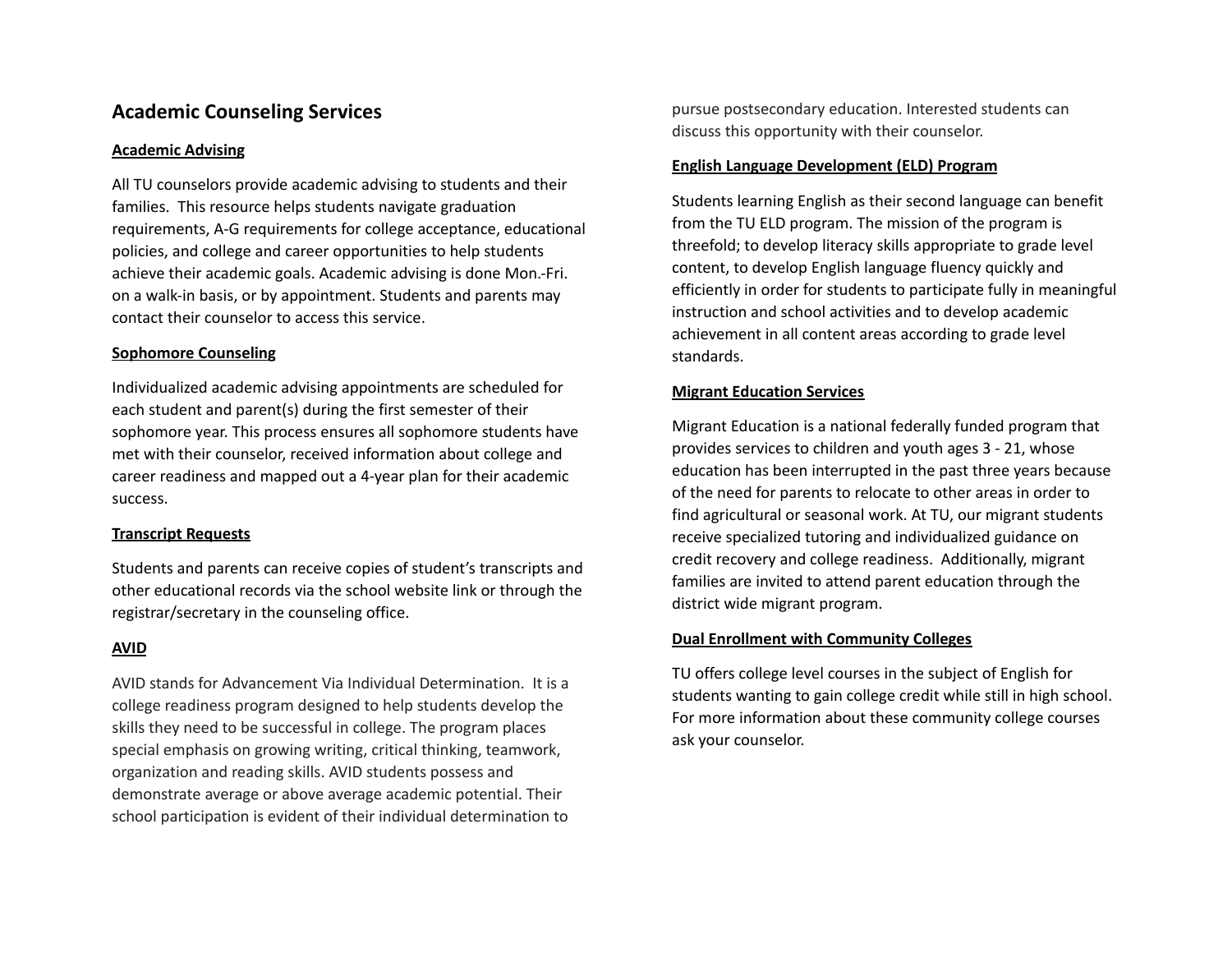## Academic Counseling Services

**Academic Advising**

All TU counselors provide academic advising to students and their families. This resource helps students navigate graduation requirements, A-G requirements for college acceptance, educational policies, and college and career opportunities to help students achieve their academic goals. Academic advising is done Mon.-Fri. on a walk-in basis, or by appointment. Students and parents may contact their counselor to access this service.

**Sophomore Counseling**

Individualized academic advising appointments are scheduled for each student and parent(s) during the first semester of their sophomore year. This process ensures all sophomore students have met with their counselor, received information about college and career readiness and mapped out a 4-year plan for their academic success.

**Transcript Requests**

Students and parents can receive copies of student's transcripts and other educational records via the school website link or through the registrar/secretary in the counseling office.

**AVID**

AVID stands for Advancement Via Individual Determination. It is a college readiness program designed to help students develop the skills they need to be successful in college. The program places special emphasis on growing writing, critical thinking, teamwork, organization and reading skills. AVID students possess and demonstrate average or above average academic potential. Their school participation is evident of their individual determination to pursue postsecondary education. Interested students can discuss this opportunity with their counselor.

**English Language Development (ELD) Program**

Students learning English as their second language can benefit from the TU ELD program. The mission of the program is threefold; to develop literacy skills appropriate to grade level content, to develop English language fluency quickly and efficiently in order for students to participate fully in meaningful instruction and school activities and to develop academic achievement in all content areas according to grade level standards.

**Migrant Education Services**

Migrant Education is a national federally funded program that provides services to children and youth ages 3 - 21, whose education has been interrupted in the past three years because of the need for parents to relocate to other areas in order to find agricultural or seasonal work. At TU, our migrant students receive specialized tutoring and individualized guidance on credit recovery and college readiness. Additionally, migrant families are invited to attend parent education through the district wide migrant program.

**Dual Enrollment with Community Colleges**

TU offers college level courses in the subject of English for students wanting to gain college credit while still in high school. For more information about these community college courses ask your counselor.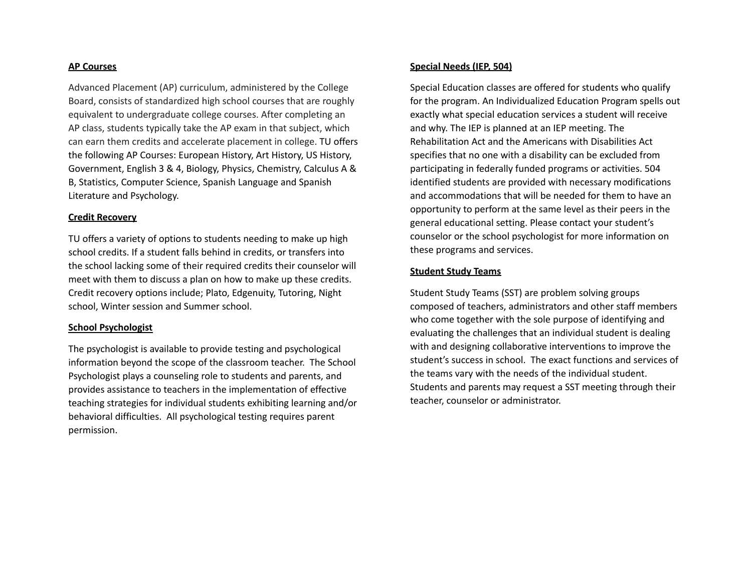**AP Courses**

Advanced Placement (AP) curriculum, administered by the College Board, consists of standardized high school courses that are roughly equivalent to undergraduate college courses. After completing an AP class, students typically take the AP exam in that subject, which can earn them credits and accelerate placement in college. TU offers the following AP Courses: European History, Art History, US History, Government, English 3 & 4, Biology, Physics, Chemistry, Calculus A & B, Statistics, Computer Science, Spanish Language and Spanish Literature and Psychology.

**Credit Recovery**

TU offers a variety of options to students needing to make up high school credits. If a student falls behind in credits, or transfers into the school lacking some of their required credits their counselor will meet with them to discuss a plan on how to make up these credits. Credit recovery options include; Plato, Edgenuity, Tutoring, Night school, Winter session and Summer school.

**School Psychologist**

The psychologist is available to provide testing and psychological information beyond the scope of the classroom teacher. The School Psychologist plays a counseling role to students and parents, and provides assistance to teachers in the implementation of effective teaching strategies for individual students exhibiting learning and/or behavioral difficulties. All psychological testing requires parent permission.

**Special Needs (IEP, 504)**

Special Education classes are offered for students who qualify for the program. An Individualized Education Program spells out exactly what special education services a student will receive and why. The IEP is planned at an IEP meeting. The Rehabilitation Act and the Americans with Disabilities Act specifies that no one with a disability can be excluded from participating in federally funded programs or activities. 504 identified students are provided with necessary modifications and accommodations that will be needed for them to have an opportunity to perform at the same level as their peers in the general educational setting. Please contact your student's counselor or the school psychologist for more information on these programs and services.

**Student Study Teams**

Student Study Teams (SST) are problem solving groups composed of teachers, administrators and other staff members who come together with the sole purpose of identifying and evaluating the challenges that an individual student is dealing with and designing collaborative interventions to improve the student's success in school. The exact functions and services of the teams vary with the needs of the individual student. Students and parents may request a SST meeting through their teacher, counselor or administrator.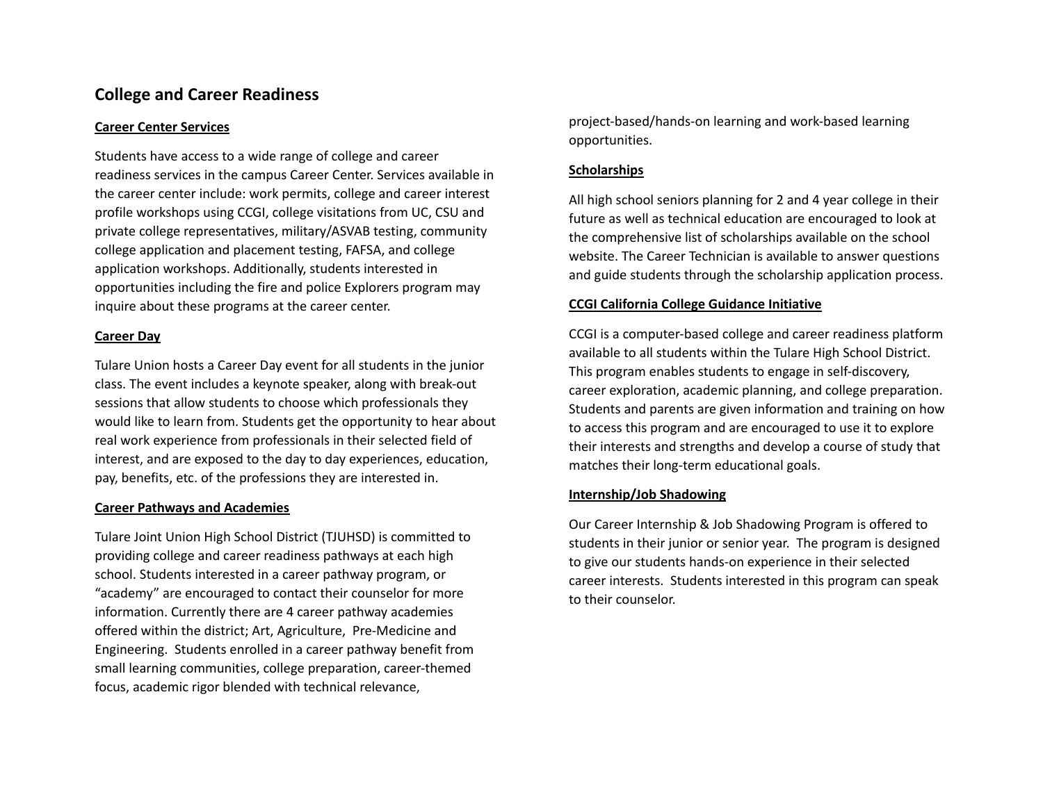## College and Career Readiness

**Career Center Services**

Students have access to a wide range of college and career readiness services in the campus Career Center. Services available in the career center include: work permits, college and career interest profile workshops using CCGI, college visitations from UC, CSU and private college representatives, military/ASVAB testing, community college application and placement testing, FAFSA, and college application workshops. Additionally, students interested in opportunities including the fire and police Explorers program may inquire about these programs at the career center.

**Career Day**

Tulare Union hosts a Career Day event for all students in the junior class. The event includes a keynote speaker, along with break-out sessions that allow students to choose which professionals they would like to learn from. Students get the opportunity to hear about real work experience from professionals in their selected field of interest, and are exposed to the day to day experiences, education, pay, benefits, etc. of the professions they are interested in.

**Career Pathways and Academies**

Tulare Joint Union High School District (TJUHSD) is committed to providing college and career readiness pathways at each high school. Students interested in a career pathway program, or "academy" are encouraged to contact their counselor for more information. Currently there are 4 career pathway academies offered within the district; Art, Agriculture, Pre-Medicine and Engineering. Students enrolled in a career pathway benefit from small learning communities, college preparation, career-themed focus, academic rigor blended with technical relevance, project-based/hands-on learning and work-based learning opportunities.

**Scholarships**

All high school seniors planning for 2 and 4 year college in their future as well as technical education are encouraged to look at the comprehensive list of scholarships available on the school website. The Career Technician is available to answer questions and guide students through the scholarship application process.

**CCGI California College Guidance Initiative**

CCGI is a computer-based college and career readiness platform available to all students within the Tulare High School District. This program enables students to engage in self-discovery, career exploration, academic planning, and college preparation. Students and parents are given information and training on how to access this program and are encouraged to use it to explore their interests and strengths and develop a course of study that matches their long-term educational goals.

**Internship/Job Shadowing**

Our Career Internship & Job Shadowing Program is offered to students in their junior or senior year. The program is designed to give our students hands-on experience in their selected career interests. Students interested in this program can speak to their counselor.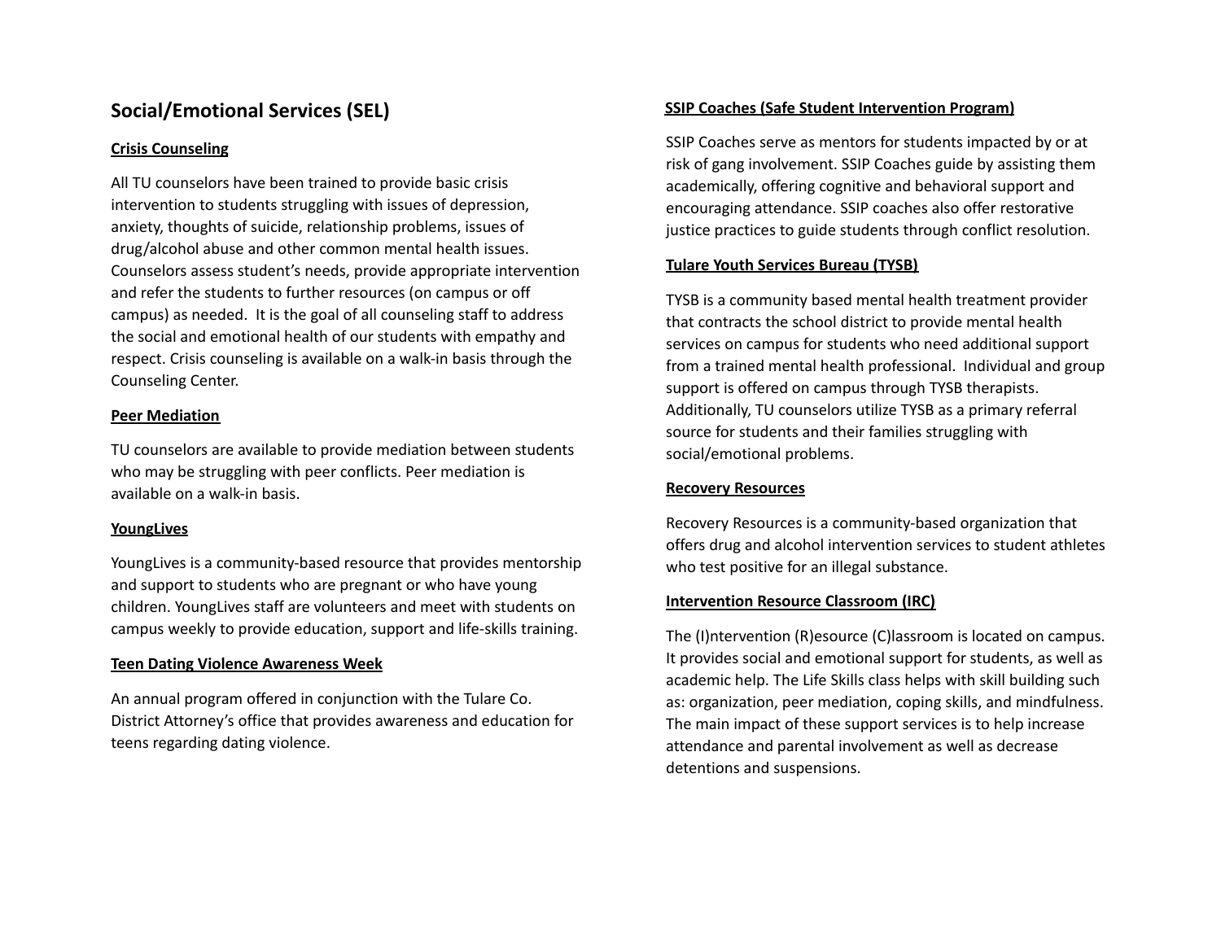## Social/Emotional Services (SEL)

**Crisis Counseling**

All TU counselors have been trained to provide basic crisis intervention to students struggling with issues of depression, anxiety, thoughts of suicide, relationship problems, issues of drug/alcohol abuse and other common mental health issues. Counselors assess student's needs, provide appropriate intervention and refer the students to further resources (on campus or off campus) as needed. It is the goal of all counseling staff to address the social and emotional health of our students with empathy and respect. Crisis counseling is available on a walk-in basis through the Counseling Center.

**Peer Mediation**

TU counselors are available to provide mediation between students who may be struggling with peer conflicts. Peer mediation is available on a walk-in basis.

**YoungLives**

YoungLives is a community-based resource that provides mentorship and support to students who are pregnant or who have young children. YoungLives staff are volunteers and meet with students on campus weekly to provide education, support and life-skills training.

**Teen Dating Violence Awareness Week**

An annual program offered in conjunction with the Tulare Co. District Attorney's office that provides awareness and education for teens regarding dating violence.

**SSIP Coaches (Safe Student Intervention Program)**

SSIP Coaches serve as mentors for students impacted by or at risk of gang involvement. SSIP Coaches guide by assisting them academically, offering cognitive and behavioral support and encouraging attendance. SSIP coaches also offer restorative justice practices to guide students through conflict resolution.

**Tulare Youth Services Bureau (TYSB)**

TYSB is a community based mental health treatment provider that contracts the school district to provide mental health services on campus for students who need additional support from a trained mental health professional. Individual and group support is offered on campus through TYSB therapists. Additionally, TU counselors utilize TYSB as a primary referral source for students and their families struggling with social/emotional problems.

**Recovery Resources**

Recovery Resources is a community-based organization that offers drug and alcohol intervention services to student athletes who test positive for an illegal substance.

**Intervention Resource Classroom (IRC)**

The (I)ntervention (R)esource (C)lassroom is located on campus. It provides social and emotional support for students, as well as academic help. The Life Skills class helps with skill building such as: organization, peer mediation, coping skills, and mindfulness. The main impact of these support services is to help increase attendance and parental involvement as well as decrease detentions and suspensions.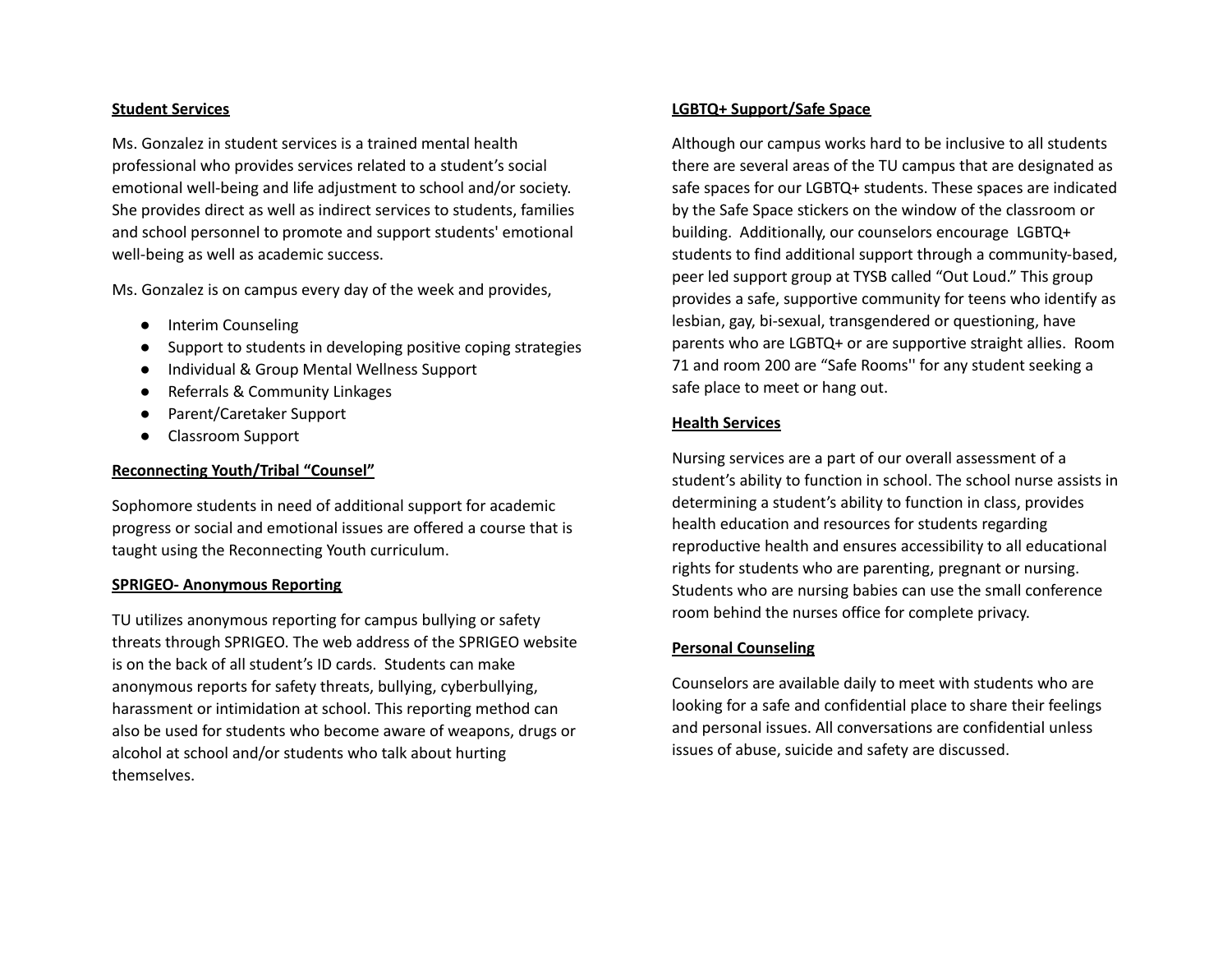**Student Services**

Ms. Gonzalez in student services is a trained mental health professional who provides services related to a student's social emotional well-being and life adjustment to school and/or society. She provides direct as well as indirect services to students, families and school personnel to promote and support students' emotional well-being as well as academic success.

Ms. Gonzalez is on campus every day of the week and provides,

- Interim Counseling
- Support to students in developing positive coping strategies
- Individual & Group Mental Wellness Support
- Referrals & Community Linkages
- Parent/Caretaker Support
- Classroom Support

**Reconnecting Youth/Tribal "Counsel"**

Sophomore students in need of additional support for academic progress or social and emotional issues are offered a course that is taught using the Reconnecting Youth curriculum.

**SPRIGEO- Anonymous Reporting**

TU utilizes anonymous reporting for campus bullying or safety threats through SPRIGEO. The web address of the SPRIGEO website is on the back of all student's ID cards. Students can make anonymous reports for safety threats, bullying, cyberbullying, harassment or intimidation at school. This reporting method can also be used for students who become aware of weapons, drugs or alcohol at school and/or students who talk about hurting themselves.

**LGBTQ+ Support/Safe Space**

Although our campus works hard to be inclusive to all students there are several areas of the TU campus that are designated as safe spaces for our LGBTQ+ students. These spaces are indicated by the Safe Space stickers on the window of the classroom or building. Additionally, our counselors encourage LGBTQ+ students to find additional support through a community-based, peer led support group at TYSB called "Out Loud." This group provides a safe, supportive community for teens who identify as lesbian, gay, bi-sexual, transgendered or questioning, have parents who are LGBTQ+ or are supportive straight allies. Room 71 and room 200 are "Safe Rooms'' for any student seeking a safe place to meet or hang out.

**Health Services**

Nursing services are a part of our overall assessment of a student's ability to function in school. The school nurse assists in determining a student's ability to function in class, provides health education and resources for students regarding reproductive health and ensures accessibility to all educational rights for students who are parenting, pregnant or nursing. Students who are nursing babies can use the small conference room behind the nurses office for complete privacy.

**Personal Counseling**

Counselors are available daily to meet with students who are looking for a safe and confidential place to share their feelings and personal issues. All conversations are confidential unless issues of abuse, suicide and safety are discussed.